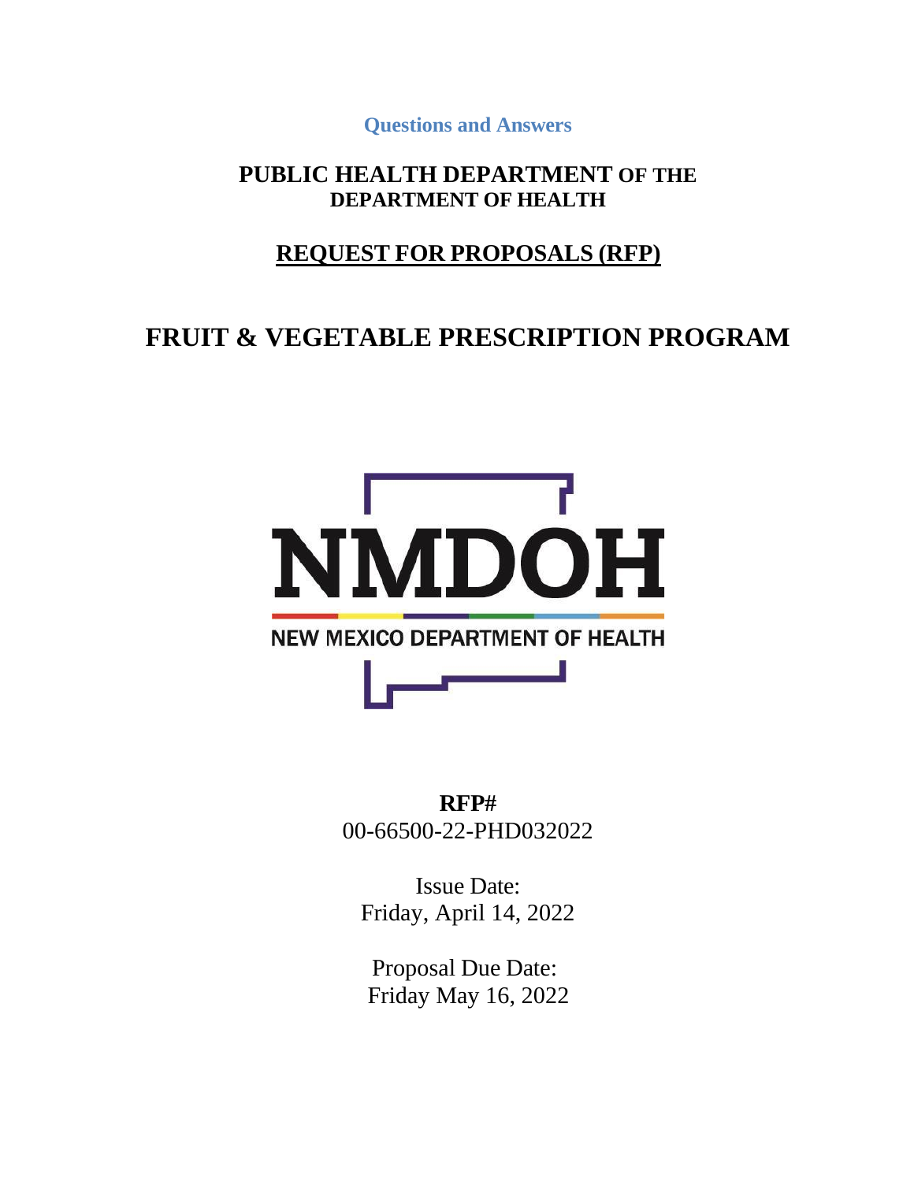**Questions and Answers**

# PUBLIC HEALTH DEPARTMENT OF THE DEPARTMENT OF HEALTH

## REQUEST FOR PROPOSALS (RFP)

# FRUIT & VEGETABLE PRESCRIPTION PROGRAM

NMDOH

NEW MEXICO DEPARTMENT OF HEALTH

**RFP#**
00-66500-22-PHD032022

Issue Date:
Friday, April 14, 2022

Proposal Due Date:
Friday May 16, 2022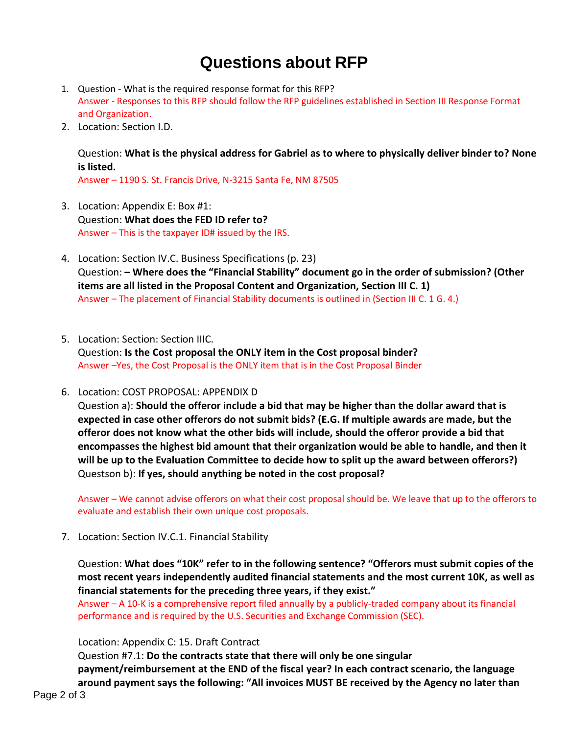# Questions about RFP

1. Question - What is the required response format for this RFP?
   Answer - Responses to this RFP should follow the RFP guidelines established in Section III Response Format and Organization.
2. Location: Section I.D.

   Question: **What is the physical address for Gabriel as to where to physically deliver binder to? None is listed.**
   Answer – 1190 S. St. Francis Drive, N-3215 Santa Fe, NM 87505

3. Location: Appendix E: Box #1:
   Question: **What does the FED ID refer to?**
   Answer – This is the taxpayer ID# issued by the IRS.

4. Location: Section IV.C. Business Specifications (p. 23)
   Question: **– Where does the "Financial Stability" document go in the order of submission? (Other items are all listed in the Proposal Content and Organization, Section III C. 1)**
   Answer – The placement of Financial Stability documents is outlined in (Section III C. 1 G. 4.)

5. Location: Section: Section IIIC.
   Question: **Is the Cost proposal the ONLY item in the Cost proposal binder?**
   Answer –Yes, the Cost Proposal is the ONLY item that is in the Cost Proposal Binder

6. Location: COST PROPOSAL: APPENDIX D
   Question a): **Should the offeror include a bid that may be higher than the dollar award that is expected in case other offerors do not submit bids? (E.G. If multiple awards are made, but the offeror does not know what the other bids will include, should the offeror provide a bid that encompasses the highest bid amount that their organization would be able to handle, and then it will be up to the Evaluation Committee to decide how to split up the award between offerors?)**
   Questson b): **If yes, should anything be noted in the cost proposal?**

   Answer – We cannot advise offerors on what their cost proposal should be. We leave that up to the offerors to evaluate and establish their own unique cost proposals.

7. Location: Section IV.C.1. Financial Stability

   Question: **What does "10K" refer to in the following sentence? "Offerors must submit copies of the most recent years independently audited financial statements and the most current 10K, as well as financial statements for the preceding three years, if they exist."**
   Answer – A 10-K is a comprehensive report filed annually by a publicly-traded company about its financial performance and is required by the U.S. Securities and Exchange Commission (SEC).

   Location: Appendix C: 15. Draft Contract
   Question #7.1: **Do the contracts state that there will only be one singular payment/reimbursement at the END of the fiscal year? In each contract scenario, the language around payment says the following: "All invoices MUST BE received by the Agency no later than**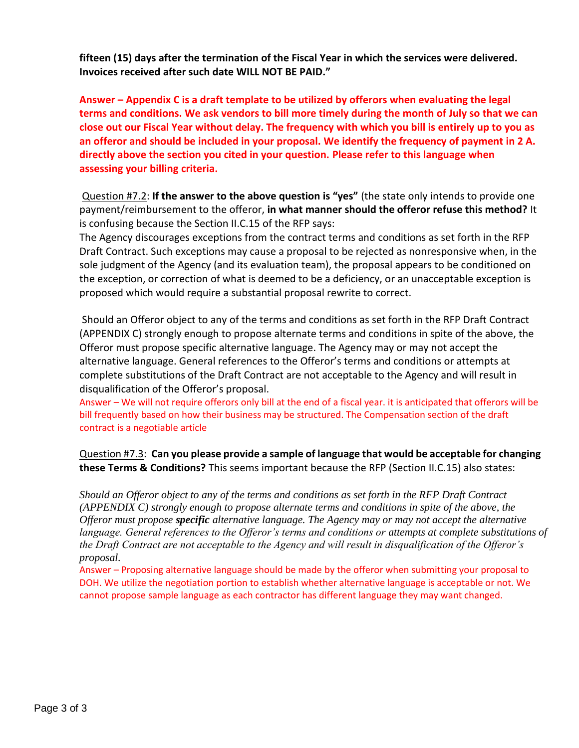**fifteen (15) days after the termination of the Fiscal Year in which the services were delivered. Invoices received after such date WILL NOT BE PAID."**

**Answer – Appendix C is a draft template to be utilized by offerors when evaluating the legal terms and conditions. We ask vendors to bill more timely during the month of July so that we can close out our Fiscal Year without delay. The frequency with which you bill is entirely up to you as an offeror and should be included in your proposal. We identify the frequency of payment in 2 A. directly above the section you cited in your question. Please refer to this language when assessing your billing criteria.**

Question #7.2: **If the answer to the above question is "yes"** (the state only intends to provide one payment/reimbursement to the offeror, **in what manner should the offeror refuse this method?** It is confusing because the Section II.C.15 of the RFP says:

The Agency discourages exceptions from the contract terms and conditions as set forth in the RFP Draft Contract. Such exceptions may cause a proposal to be rejected as nonresponsive when, in the sole judgment of the Agency (and its evaluation team), the proposal appears to be conditioned on the exception, or correction of what is deemed to be a deficiency, or an unacceptable exception is proposed which would require a substantial proposal rewrite to correct.

Should an Offeror object to any of the terms and conditions as set forth in the RFP Draft Contract (APPENDIX C) strongly enough to propose alternate terms and conditions in spite of the above, the Offeror must propose specific alternative language. The Agency may or may not accept the alternative language. General references to the Offeror's terms and conditions or attempts at complete substitutions of the Draft Contract are not acceptable to the Agency and will result in disqualification of the Offeror's proposal.

Answer – We will not require offerors only bill at the end of a fiscal year. it is anticipated that offerors will be bill frequently based on how their business may be structured. The Compensation section of the draft contract is a negotiable article

Question #7.3: **Can you please provide a sample of language that would be acceptable for changing these Terms & Conditions?** This seems important because the RFP (Section II.C.15) also states:

*Should an Offeror object to any of the terms and conditions as set forth in the RFP Draft Contract (APPENDIX C) strongly enough to propose alternate terms and conditions in spite of the above, the Offeror must propose* ***specific*** *alternative language. The Agency may or may not accept the alternative language. General references to the Offeror's terms and conditions or attempts at complete substitutions of the Draft Contract are not acceptable to the Agency and will result in disqualification of the Offeror's proposal.*

Answer – Proposing alternative language should be made by the offeror when submitting your proposal to DOH. We utilize the negotiation portion to establish whether alternative language is acceptable or not. We cannot propose sample language as each contractor has different language they may want changed.